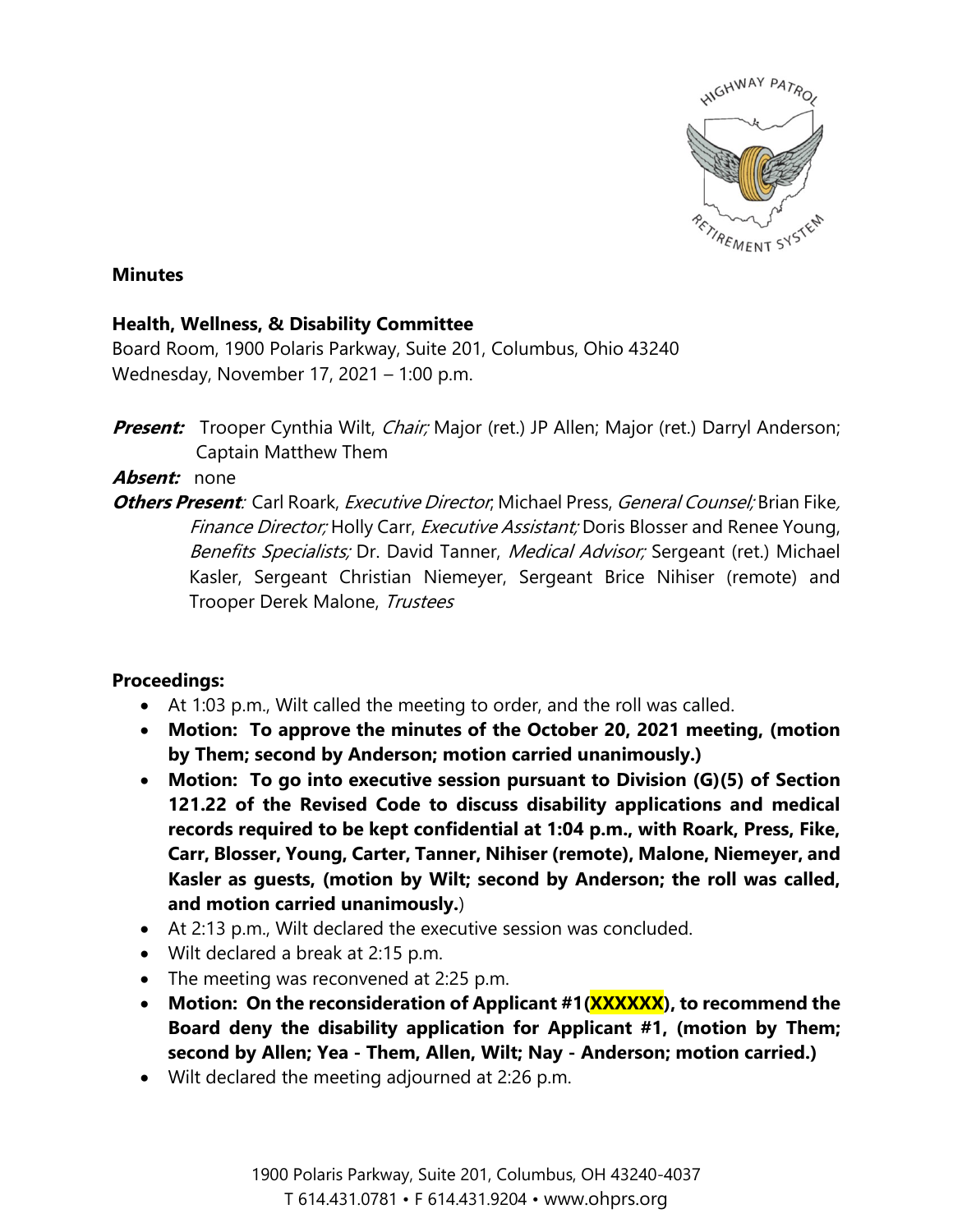**Minutes**

**Health, Wellness, & Disability Committee**
Board Room, 1900 Polaris Parkway, Suite 201, Columbus, Ohio 43240
Wednesday, November 17, 2021 – 1:00 p.m.

***Present:*** Trooper Cynthia Wilt, *Chair;* Major (ret.) JP Allen; Major (ret.) Darryl Anderson; Captain Matthew Them

***Absent:*** none

***Others Present**:* Carl Roark, *Executive Director*, Michael Press, *General Counsel;* Brian Fike, *Finance Director;* Holly Carr, *Executive Assistant;* Doris Blosser and Renee Young, *Benefits Specialists;* Dr. David Tanner, *Medical Advisor;* Sergeant (ret.) Michael Kasler, Sergeant Christian Niemeyer, Sergeant Brice Nihiser (remote) and Trooper Derek Malone, *Trustees*

**Proceedings:**

- At 1:03 p.m., Wilt called the meeting to order, and the roll was called.
- **Motion: To approve the minutes of the October 20, 2021 meeting, (motion by Them; second by Anderson; motion carried unanimously.)**
- **Motion: To go into executive session pursuant to Division (G)(5) of Section 121.22 of the Revised Code to discuss disability applications and medical records required to be kept confidential at 1:04 p.m., with Roark, Press, Fike, Carr, Blosser, Young, Carter, Tanner, Nihiser (remote), Malone, Niemeyer, and Kasler as guests, (motion by Wilt; second by Anderson; the roll was called, and motion carried unanimously.**)
- At 2:13 p.m., Wilt declared the executive session was concluded.
- Wilt declared a break at 2:15 p.m.
- The meeting was reconvened at 2:25 p.m.
- **Motion: On the reconsideration of Applicant #1(XXXXXX), to recommend the Board deny the disability application for Applicant #1, (motion by Them; second by Allen; Yea - Them, Allen, Wilt; Nay - Anderson; motion carried.)**
- Wilt declared the meeting adjourned at 2:26 p.m.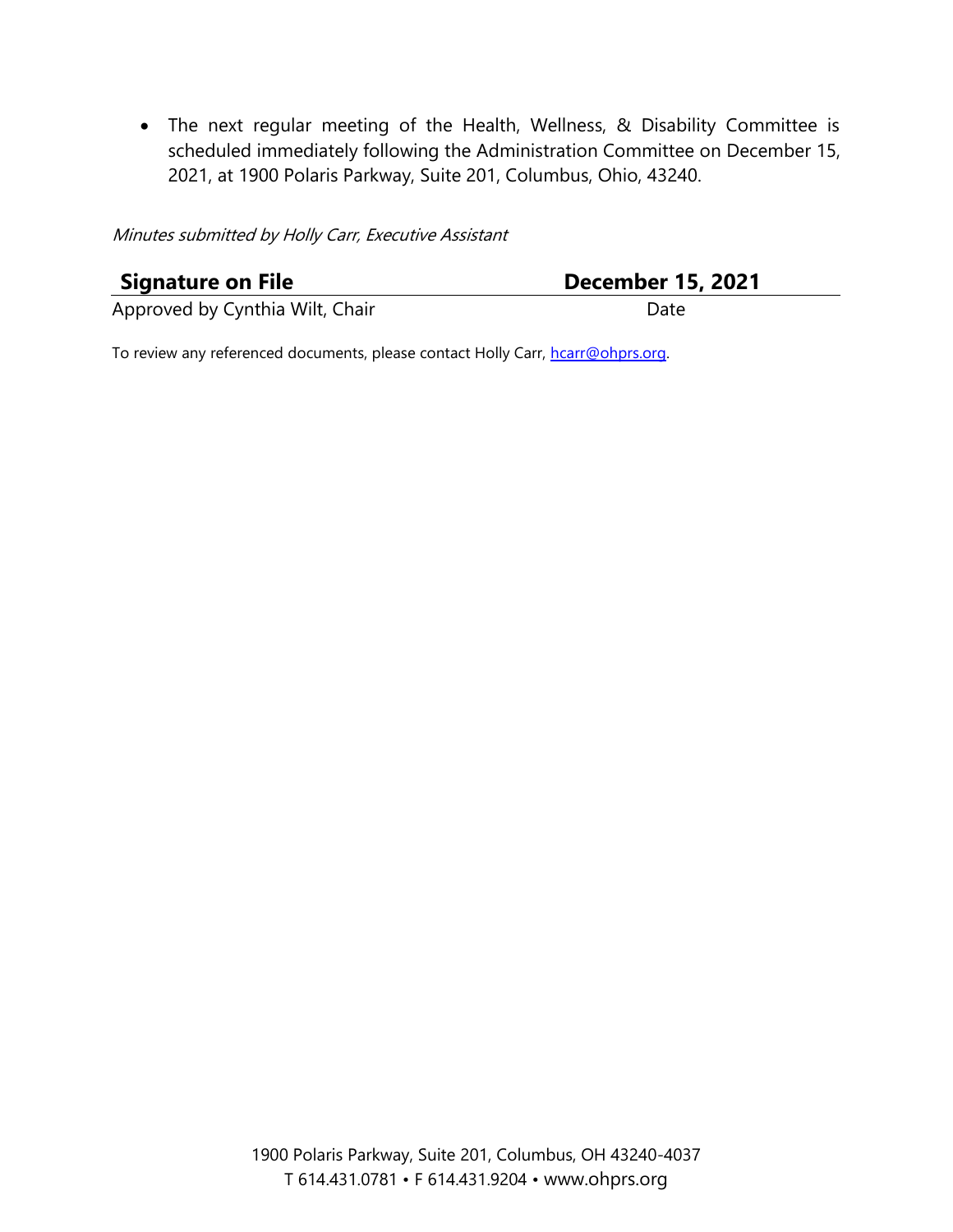- The next regular meeting of the Health, Wellness, & Disability Committee is scheduled immediately following the Administration Committee on December 15, 2021, at 1900 Polaris Parkway, Suite 201, Columbus, Ohio, 43240.

*Minutes submitted by Holly Carr, Executive Assistant*

| **Signature on File** | **December 15, 2021** |
|---|---|
| Approved by Cynthia Wilt, Chair | Date |

To review any referenced documents, please contact Holly Carr, hcarr@ohprs.org.